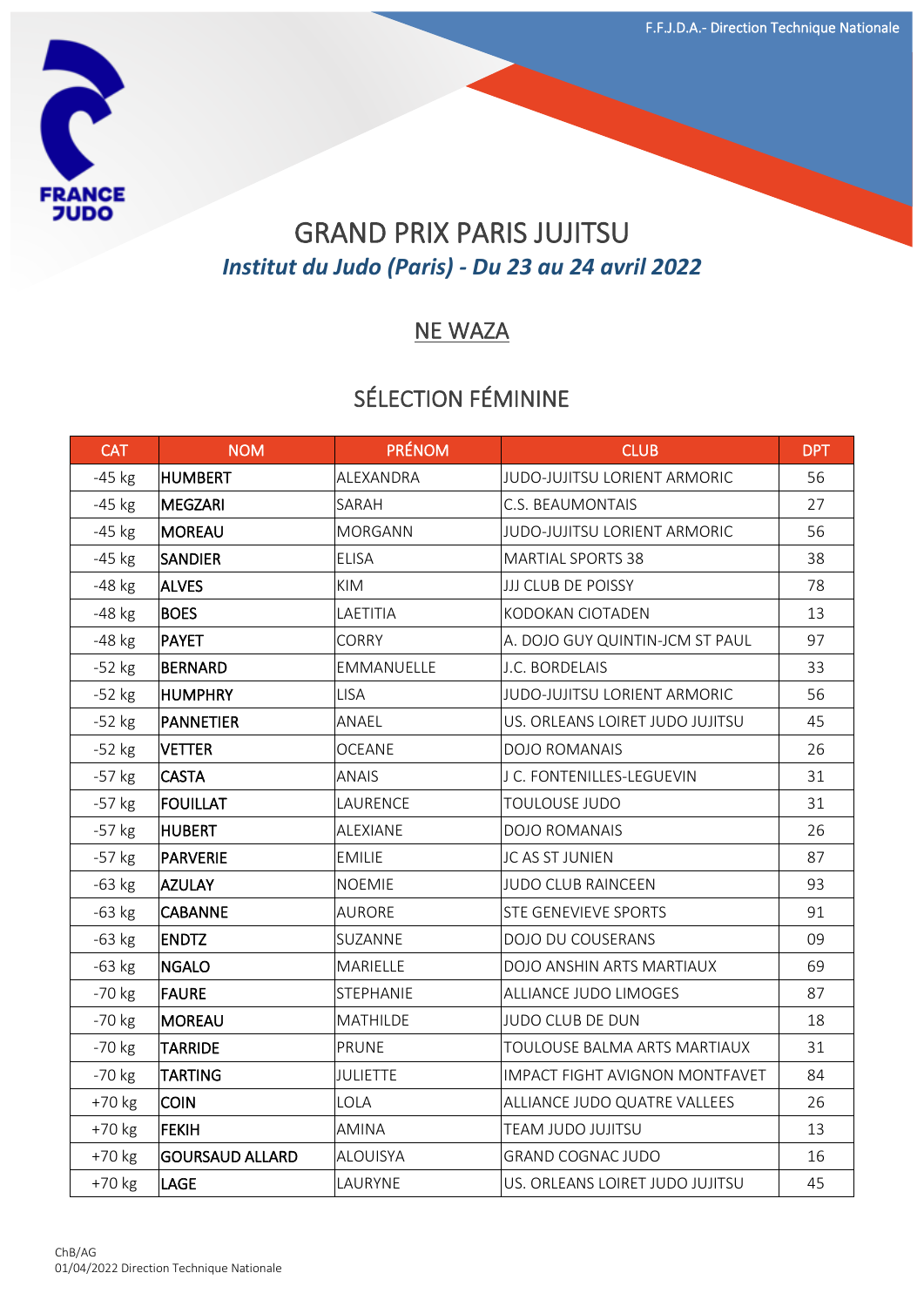# GRAND PRIX PARIS JUJITSU

***Institut du Judo (Paris) - Du 23 au 24 avril 2022***

## NE WAZA

## SÉLECTION FÉMININE

| CAT | NOM | PRÉNOM | CLUB | DPT |
|---|---|---|---|---|
| -45 kg | **HUMBERT** | ALEXANDRA | JUDO-JUJITSU LORIENT ARMORIC | 56 |
| -45 kg | **MEGZARI** | SARAH | C.S. BEAUMONTAIS | 27 |
| -45 kg | **MOREAU** | MORGANN | JUDO-JUJITSU LORIENT ARMORIC | 56 |
| -45 kg | **SANDIER** | ELISA | MARTIAL SPORTS 38 | 38 |
| -48 kg | **ALVES** | KIM | JJJ CLUB DE POISSY | 78 |
| -48 kg | **BOES** | LAETITIA | KODOKAN CIOTADEN | 13 |
| -48 kg | **PAYET** | CORRY | A. DOJO GUY QUINTIN-JCM ST PAUL | 97 |
| -52 kg | **BERNARD** | EMMANUELLE | J.C. BORDELAIS | 33 |
| -52 kg | **HUMPHRY** | LISA | JUDO-JUJITSU LORIENT ARMORIC | 56 |
| -52 kg | **PANNETIER** | ANAEL | US. ORLEANS LOIRET JUDO JUJITSU | 45 |
| -52 kg | **VETTER** | OCEANE | DOJO ROMANAIS | 26 |
| -57 kg | **CASTA** | ANAIS | J C. FONTENILLES-LEGUEVIN | 31 |
| -57 kg | **FOUILLAT** | LAURENCE | TOULOUSE JUDO | 31 |
| -57 kg | **HUBERT** | ALEXIANE | DOJO ROMANAIS | 26 |
| -57 kg | **PARVERIE** | EMILIE | JC AS ST JUNIEN | 87 |
| -63 kg | **AZULAY** | NOEMIE | JUDO CLUB RAINCEEN | 93 |
| -63 kg | **CABANNE** | AURORE | STE GENEVIEVE SPORTS | 91 |
| -63 kg | **ENDTZ** | SUZANNE | DOJO DU COUSERANS | 09 |
| -63 kg | **NGALO** | MARIELLE | DOJO ANSHIN ARTS MARTIAUX | 69 |
| -70 kg | **FAURE** | STEPHANIE | ALLIANCE JUDO LIMOGES | 87 |
| -70 kg | **MOREAU** | MATHILDE | JUDO CLUB DE DUN | 18 |
| -70 kg | **TARRIDE** | PRUNE | TOULOUSE BALMA ARTS MARTIAUX | 31 |
| -70 kg | **TARTING** | JULIETTE | IMPACT FIGHT AVIGNON MONTFAVET | 84 |
| +70 kg | **COIN** | LOLA | ALLIANCE JUDO QUATRE VALLEES | 26 |
| +70 kg | **FEKIH** | AMINA | TEAM JUDO JUJITSU | 13 |
| +70 kg | **GOURSAUD ALLARD** | ALOUISYA | GRAND COGNAC JUDO | 16 |
| +70 kg | **LAGE** | LAURYNE | US. ORLEANS LOIRET JUDO JUJITSU | 45 |

ChB/AG
01/04/2022 Direction Technique Nationale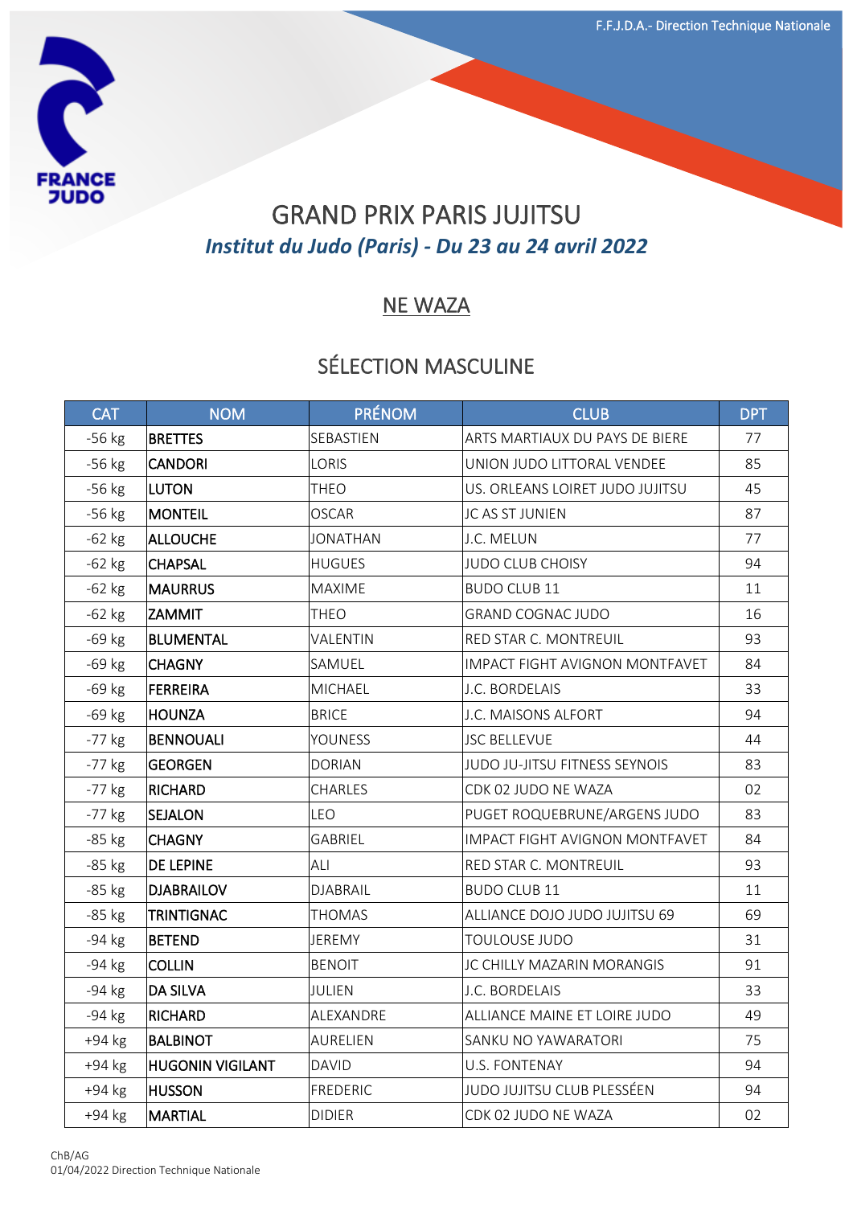# GRAND PRIX PARIS JUJITSU

*Institut du Judo (Paris) - Du 23 au 24 avril 2022*

## NE WAZA

## SÉLECTION MASCULINE

| CAT | NOM | PRÉNOM | CLUB | DPT |
|---|---|---|---|---|
| -56 kg | **BRETTES** | SEBASTIEN | ARTS MARTIAUX DU PAYS DE BIERE | 77 |
| -56 kg | **CANDORI** | LORIS | UNION JUDO LITTORAL VENDEE | 85 |
| -56 kg | **LUTON** | THEO | US. ORLEANS LOIRET JUDO JUJITSU | 45 |
| -56 kg | **MONTEIL** | OSCAR | JC AS ST JUNIEN | 87 |
| -62 kg | **ALLOUCHE** | JONATHAN | J.C. MELUN | 77 |
| -62 kg | **CHAPSAL** | HUGUES | JUDO CLUB CHOISY | 94 |
| -62 kg | **MAURRUS** | MAXIME | BUDO CLUB 11 | 11 |
| -62 kg | **ZAMMIT** | THEO | GRAND COGNAC JUDO | 16 |
| -69 kg | **BLUMENTAL** | VALENTIN | RED STAR C. MONTREUIL | 93 |
| -69 kg | **CHAGNY** | SAMUEL | IMPACT FIGHT AVIGNON MONTFAVET | 84 |
| -69 kg | **FERREIRA** | MICHAEL | J.C. BORDELAIS | 33 |
| -69 kg | **HOUNZA** | BRICE | J.C. MAISONS ALFORT | 94 |
| -77 kg | **BENNOUALI** | YOUNESS | JSC BELLEVUE | 44 |
| -77 kg | **GEORGEN** | DORIAN | JUDO JU-JITSU FITNESS SEYNOIS | 83 |
| -77 kg | **RICHARD** | CHARLES | CDK 02 JUDO NE WAZA | 02 |
| -77 kg | **SEJALON** | LEO | PUGET ROQUEBRUNE/ARGENS JUDO | 83 |
| -85 kg | **CHAGNY** | GABRIEL | IMPACT FIGHT AVIGNON MONTFAVET | 84 |
| -85 kg | **DE LEPINE** | ALI | RED STAR C. MONTREUIL | 93 |
| -85 kg | **DJABRAILOV** | DJABRAIL | BUDO CLUB 11 | 11 |
| -85 kg | **TRINTIGNAC** | THOMAS | ALLIANCE DOJO JUDO JUJITSU 69 | 69 |
| -94 kg | **BETEND** | JEREMY | TOULOUSE JUDO | 31 |
| -94 kg | **COLLIN** | BENOIT | JC CHILLY MAZARIN MORANGIS | 91 |
| -94 kg | **DA SILVA** | JULIEN | J.C. BORDELAIS | 33 |
| -94 kg | **RICHARD** | ALEXANDRE | ALLIANCE MAINE ET LOIRE JUDO | 49 |
| +94 kg | **BALBINOT** | AURELIEN | SANKU NO YAWARATORI | 75 |
| +94 kg | **HUGONIN VIGILANT** | DAVID | U.S. FONTENAY | 94 |
| +94 kg | **HUSSON** | FREDERIC | JUDO JUJITSU CLUB PLESSÉEN | 94 |
| +94 kg | **MARTIAL** | DIDIER | CDK 02 JUDO NE WAZA | 02 |

ChB/AG
01/04/2022 Direction Technique Nationale